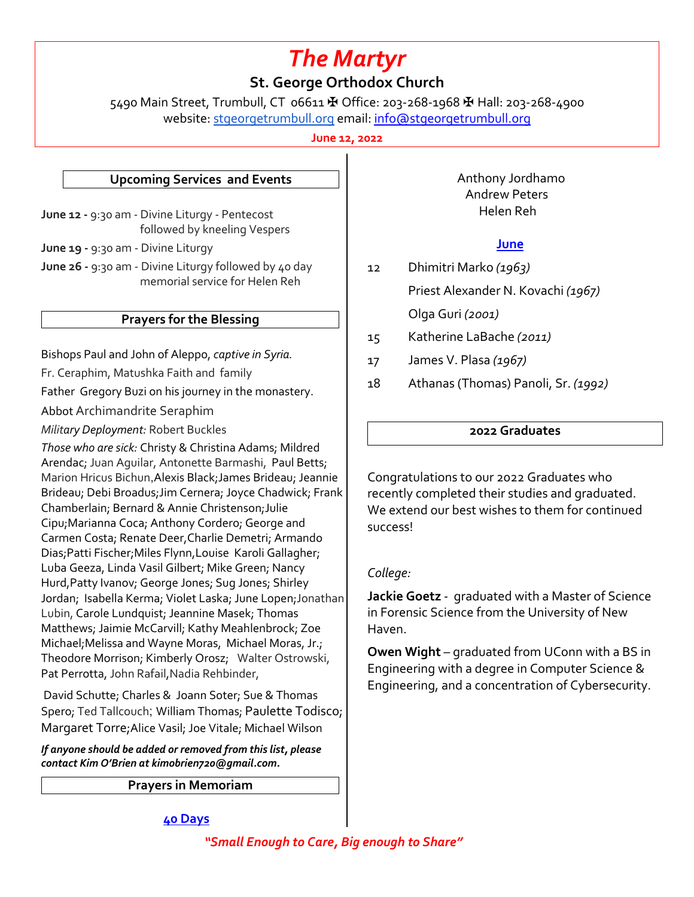# *The Martyr*

## St. George Orthodox Church

5490 Main Street, Trumbull, CT 06611 ✠ Office: 203-268-1968 ✠ Hall: 203-268-4900
website: stgeorgetrumbull.org email: info@stgeorgetrumbull.org

**June 12, 2022**

### Upcoming Services and Events

**June 12 -** 9:30 am - Divine Liturgy - Pentecost followed by kneeling Vespers

**June 19 -** 9:30 am - Divine Liturgy

**June 26 -** 9:30 am - Divine Liturgy followed by 40 day memorial service for Helen Reh

### Prayers for the Blessing

Bishops Paul and John of Aleppo, *captive in Syria.*

Fr. Ceraphim, Matushka Faith and family

Father Gregory Buzi on his journey in the monastery.

Abbot Archimandrite Seraphim

*Military Deployment:* Robert Buckles

*Those who are sick:* Christy & Christina Adams; Mildred Arendac; Juan Aguilar, Antonette Barmashi, Paul Betts; Marion Hricus Bichun,Alexis Black;James Brideau; Jeannie Brideau; Debi Broadus;Jim Cernera; Joyce Chadwick; Frank Chamberlain; Bernard & Annie Christenson;Julie Cipu;Marianna Coca; Anthony Cordero; George and Carmen Costa; Renate Deer,Charlie Demetri; Armando Dias;Patti Fischer;Miles Flynn,Louise Karoli Gallagher; Luba Geeza, Linda Vasil Gilbert; Mike Green; Nancy Hurd,Patty Ivanov; George Jones; Sug Jones; Shirley Jordan; Isabella Kerma; Violet Laska; June Lopen;Jonathan Lubin, Carole Lundquist; Jeannine Masek; Thomas Matthews; Jaimie McCarvill; Kathy Meahlenbrock; Zoe Michael;Melissa and Wayne Moras, Michael Moras, Jr.; Theodore Morrison; Kimberly Orosz; Walter Ostrowski, Pat Perrotta, John Rafail,Nadia Rehbinder,

David Schutte; Charles & Joann Soter; Sue & Thomas Spero; Ted Tallcouch; William Thomas; Paulette Todisco; Margaret Torre;Alice Vasil; Joe Vitale; Michael Wilson

***If anyone should be added or removed from this list, please contact Kim O'Brien at kimobrien720@gmail.com.***

### Prayers in Memoriam

**40 Days**

Anthony Jordhamo
Andrew Peters
Helen Reh

**June**

12 Dhimitri Marko *(1963)*

Priest Alexander N. Kovachi *(1967)*

Olga Guri *(2001)*

15 Katherine LaBache *(2011)*

17 James V. Plasa *(1967)*

18 Athanas (Thomas) Panoli, Sr. *(1992)*

### 2022 Graduates

Congratulations to our 2022 Graduates who recently completed their studies and graduated. We extend our best wishes to them for continued success!

*College:*

**Jackie Goetz** - graduated with a Master of Science in Forensic Science from the University of New Haven.

**Owen Wight** – graduated from UConn with a BS in Engineering with a degree in Computer Science & Engineering, and a concentration of Cybersecurity.

***"Small Enough to Care, Big enough to Share"***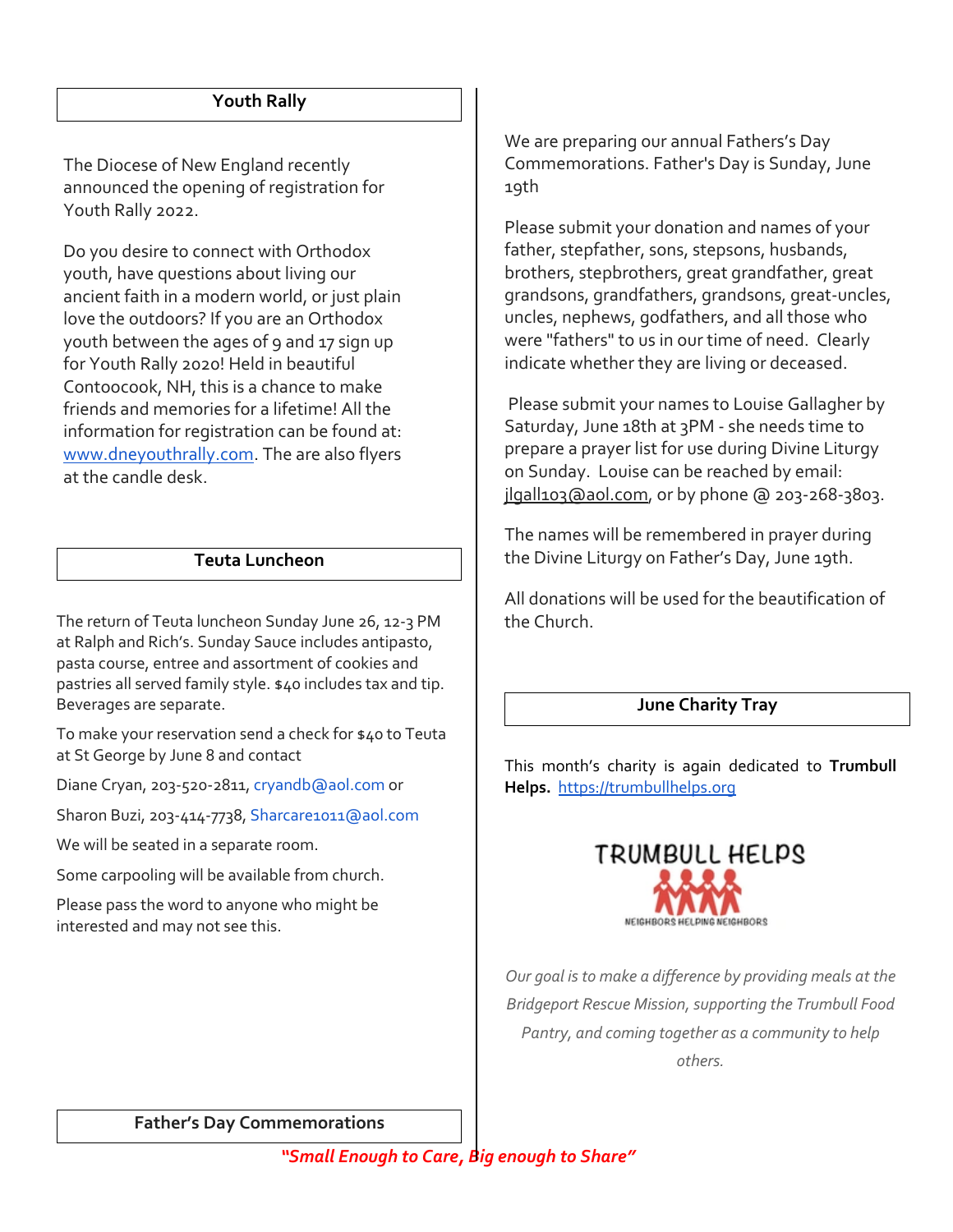## Youth Rally

The Diocese of New England recently announced the opening of registration for Youth Rally 2022.

Do you desire to connect with Orthodox youth, have questions about living our ancient faith in a modern world, or just plain love the outdoors? If you are an Orthodox youth between the ages of 9 and 17 sign up for Youth Rally 2020! Held in beautiful Contoocook, NH, this is a chance to make friends and memories for a lifetime! All the information for registration can be found at: [www.dneyouthrally.com](http://www.dneyouthrally.com). The are also flyers at the candle desk.

## Teuta Luncheon

The return of Teuta luncheon Sunday June 26, 12-3 PM at Ralph and Rich's. Sunday Sauce includes antipasto, pasta course, entree and assortment of cookies and pastries all served family style. $40 includes tax and tip. Beverages are separate.

To make your reservation send a check for $40 to Teuta at St George by June 8 and contact

Diane Cryan, 203-520-2811, cryandb@aol.com or

Sharon Buzi, 203-414-7738, Sharcare1011@aol.com

We will be seated in a separate room.

Some carpooling will be available from church.

Please pass the word to anyone who might be interested and may not see this.

## Father's Day Commemorations

We are preparing our annual Fathers's Day Commemorations. Father's Day is Sunday, June 19th

Please submit your donation and names of your father, stepfather, sons, stepsons, husbands, brothers, stepbrothers, great grandfather, great grandsons, grandfathers, grandsons, great-uncles, uncles, nephews, godfathers, and all those who were "fathers" to us in our time of need. Clearly indicate whether they are living or deceased.

Please submit your names to Louise Gallagher by Saturday, June 18th at 3PM - she needs time to prepare a prayer list for use during Divine Liturgy on Sunday. Louise can be reached by email: jlgall103@aol.com, or by phone @ 203-268-3803.

The names will be remembered in prayer during the Divine Liturgy on Father's Day, June 19th.

All donations will be used for the beautification of the Church.

## June Charity Tray

This month's charity is again dedicated to **Trumbull Helps.** [https://trumbullhelps.org](https://trumbullhelps.org)

TRUMBULL HELPS

NEIGHBORS HELPING NEIGHBORS

*Our goal is to make a difference by providing meals at the Bridgeport Rescue Mission, supporting the Trumbull Food Pantry, and coming together as a community to help others.*

***"Small Enough to Care, Big enough to Share"***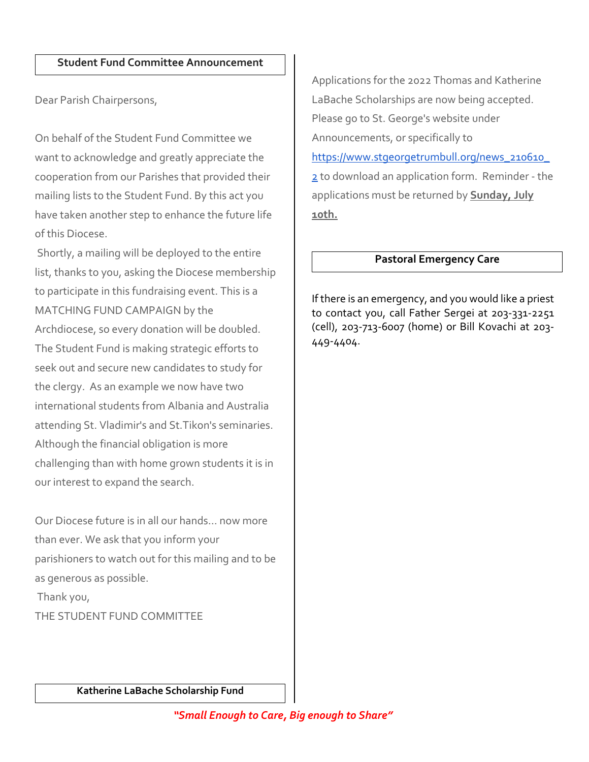## Student Fund Committee Announcement

Dear Parish Chairpersons,

On behalf of the Student Fund Committee we want to acknowledge and greatly appreciate the cooperation from our Parishes that provided their mailing lists to the Student Fund. By this act you have taken another step to enhance the future life of this Diocese.

Shortly, a mailing will be deployed to the entire list, thanks to you, asking the Diocese membership to participate in this fundraising event. This is a MATCHING FUND CAMPAIGN by the Archdiocese, so every donation will be doubled. The Student Fund is making strategic efforts to seek out and secure new candidates to study for the clergy. As an example we now have two international students from Albania and Australia attending St. Vladimir's and St.Tikon's seminaries. Although the financial obligation is more challenging than with home grown students it is in our interest to expand the search.

Our Diocese future is in all our hands... now more than ever. We ask that you inform your parishioners to watch out for this mailing and to be as generous as possible.

Thank you,
THE STUDENT FUND COMMITTEE

## Katherine LaBache Scholarship Fund

Applications for the 2022 Thomas and Katherine LaBache Scholarships are now being accepted. Please go to St. George's website under Announcements, or specifically to https://www.stgeorgetrumbull.org/news_210610_2 to download an application form. Reminder - the applications must be returned by **Sunday, July 10th.**

## Pastoral Emergency Care

If there is an emergency, and you would like a priest to contact you, call Father Sergei at 203-331-2251 (cell), 203-713-6007 (home) or Bill Kovachi at 203-449-4404.

***"Small Enough to Care, Big enough to Share"***